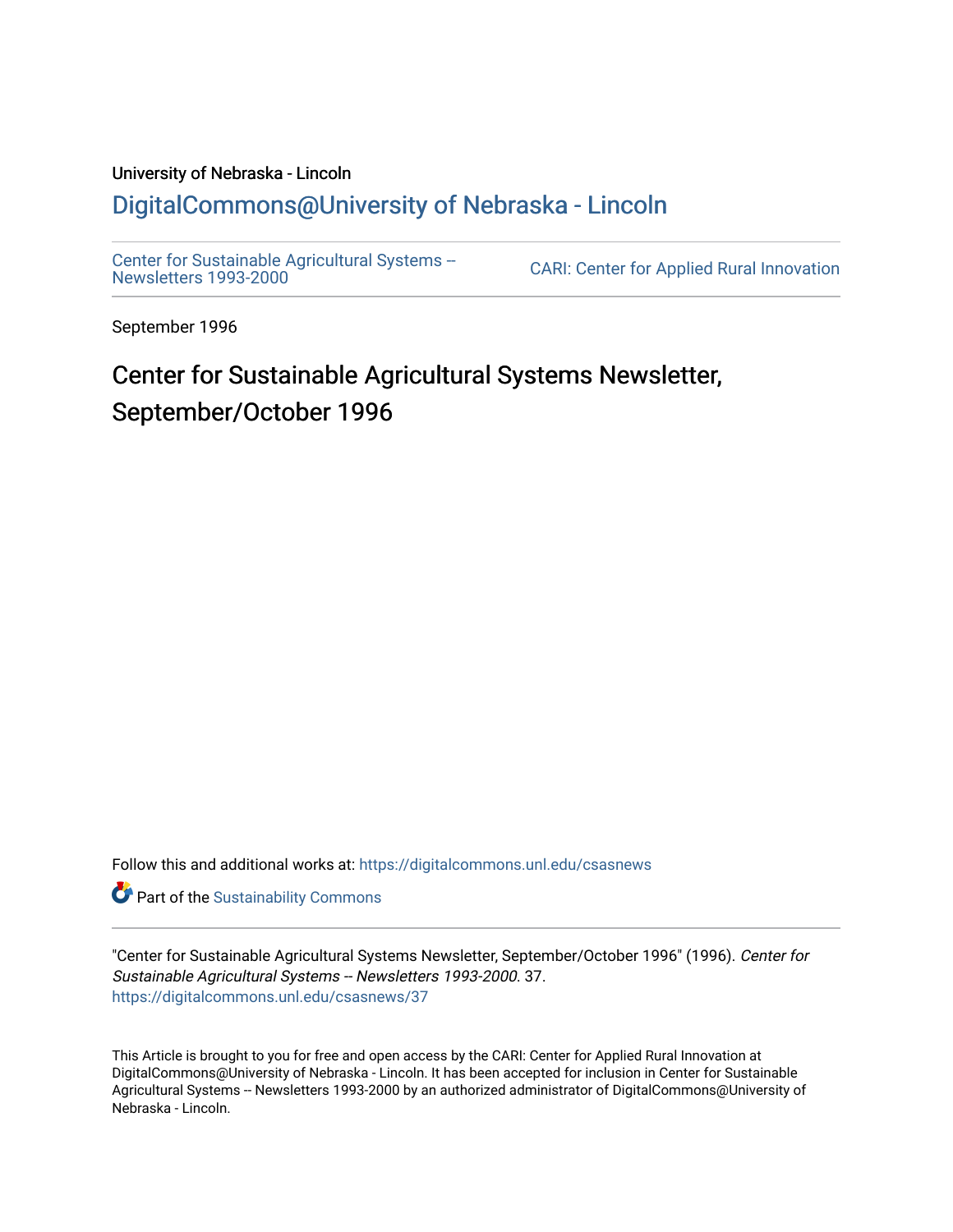University of Nebraska - Lincoln

# DigitalCommons@University of Nebraska - Lincoln

Center for Sustainable Agricultural Systems -- Newsletters 1993-2000

CARI: Center for Applied Rural Innovation

September 1996

## Center for Sustainable Agricultural Systems Newsletter, September/October 1996

Follow this and additional works at: https://digitalcommons.unl.edu/csasnews

Part of the Sustainability Commons

"Center for Sustainable Agricultural Systems Newsletter, September/October 1996" (1996). *Center for Sustainable Agricultural Systems -- Newsletters 1993-2000*. 37.
https://digitalcommons.unl.edu/csasnews/37

This Article is brought to you for free and open access by the CARI: Center for Applied Rural Innovation at DigitalCommons@University of Nebraska - Lincoln. It has been accepted for inclusion in Center for Sustainable Agricultural Systems -- Newsletters 1993-2000 by an authorized administrator of DigitalCommons@University of Nebraska - Lincoln.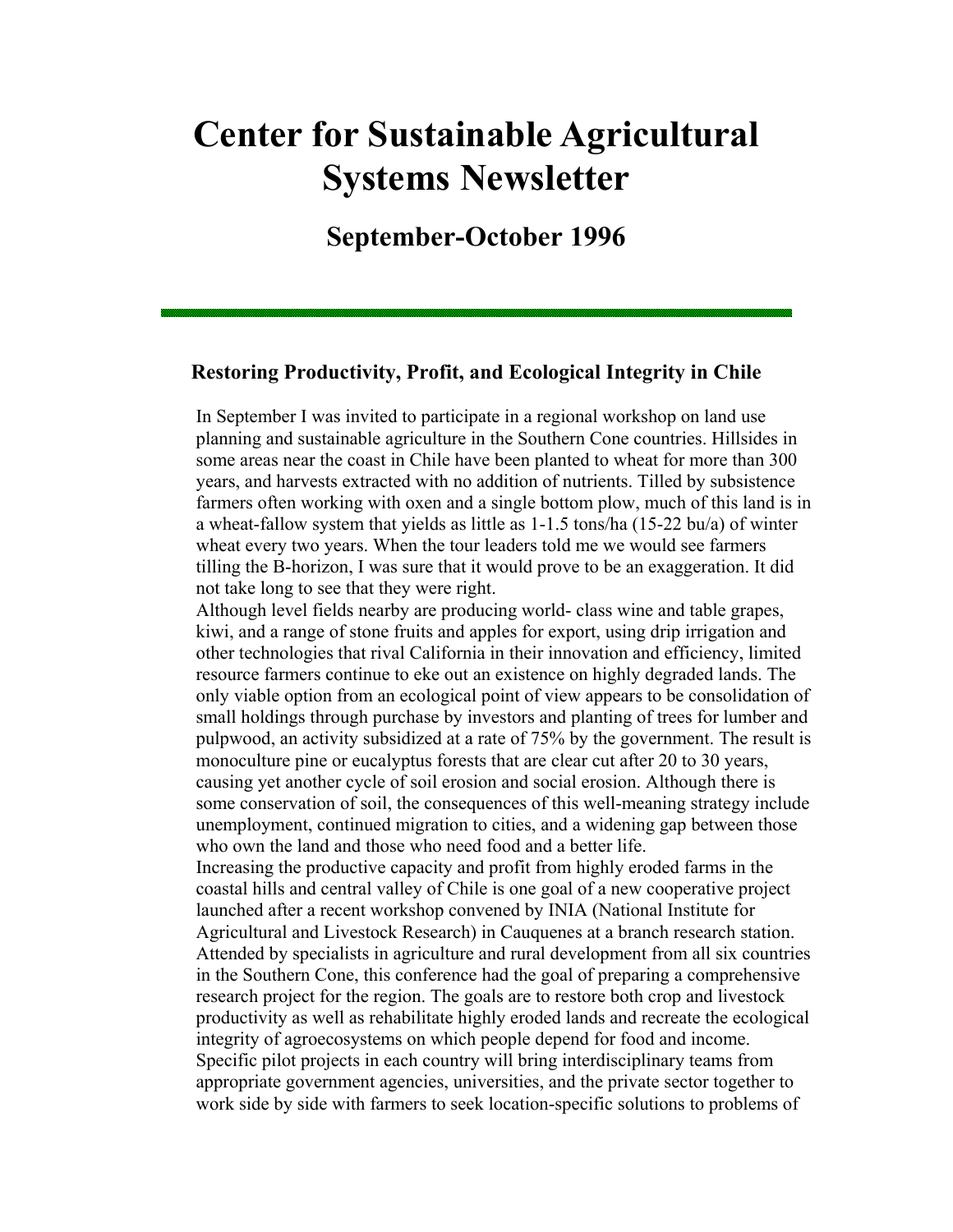# Center for Sustainable Agricultural Systems Newsletter

## September-October 1996

### Restoring Productivity, Profit, and Ecological Integrity in Chile

In September I was invited to participate in a regional workshop on land use planning and sustainable agriculture in the Southern Cone countries. Hillsides in some areas near the coast in Chile have been planted to wheat for more than 300 years, and harvests extracted with no addition of nutrients. Tilled by subsistence farmers often working with oxen and a single bottom plow, much of this land is in a wheat-fallow system that yields as little as 1-1.5 tons/ha (15-22 bu/a) of winter wheat every two years. When the tour leaders told me we would see farmers tilling the B-horizon, I was sure that it would prove to be an exaggeration. It did not take long to see that they were right.

Although level fields nearby are producing world- class wine and table grapes, kiwi, and a range of stone fruits and apples for export, using drip irrigation and other technologies that rival California in their innovation and efficiency, limited resource farmers continue to eke out an existence on highly degraded lands. The only viable option from an ecological point of view appears to be consolidation of small holdings through purchase by investors and planting of trees for lumber and pulpwood, an activity subsidized at a rate of 75% by the government. The result is monoculture pine or eucalyptus forests that are clear cut after 20 to 30 years, causing yet another cycle of soil erosion and social erosion. Although there is some conservation of soil, the consequences of this well-meaning strategy include unemployment, continued migration to cities, and a widening gap between those who own the land and those who need food and a better life.

Increasing the productive capacity and profit from highly eroded farms in the coastal hills and central valley of Chile is one goal of a new cooperative project launched after a recent workshop convened by INIA (National Institute for Agricultural and Livestock Research) in Cauquenes at a branch research station. Attended by specialists in agriculture and rural development from all six countries in the Southern Cone, this conference had the goal of preparing a comprehensive research project for the region. The goals are to restore both crop and livestock productivity as well as rehabilitate highly eroded lands and recreate the ecological integrity of agroecosystems on which people depend for food and income. Specific pilot projects in each country will bring interdisciplinary teams from appropriate government agencies, universities, and the private sector together to work side by side with farmers to seek location-specific solutions to problems of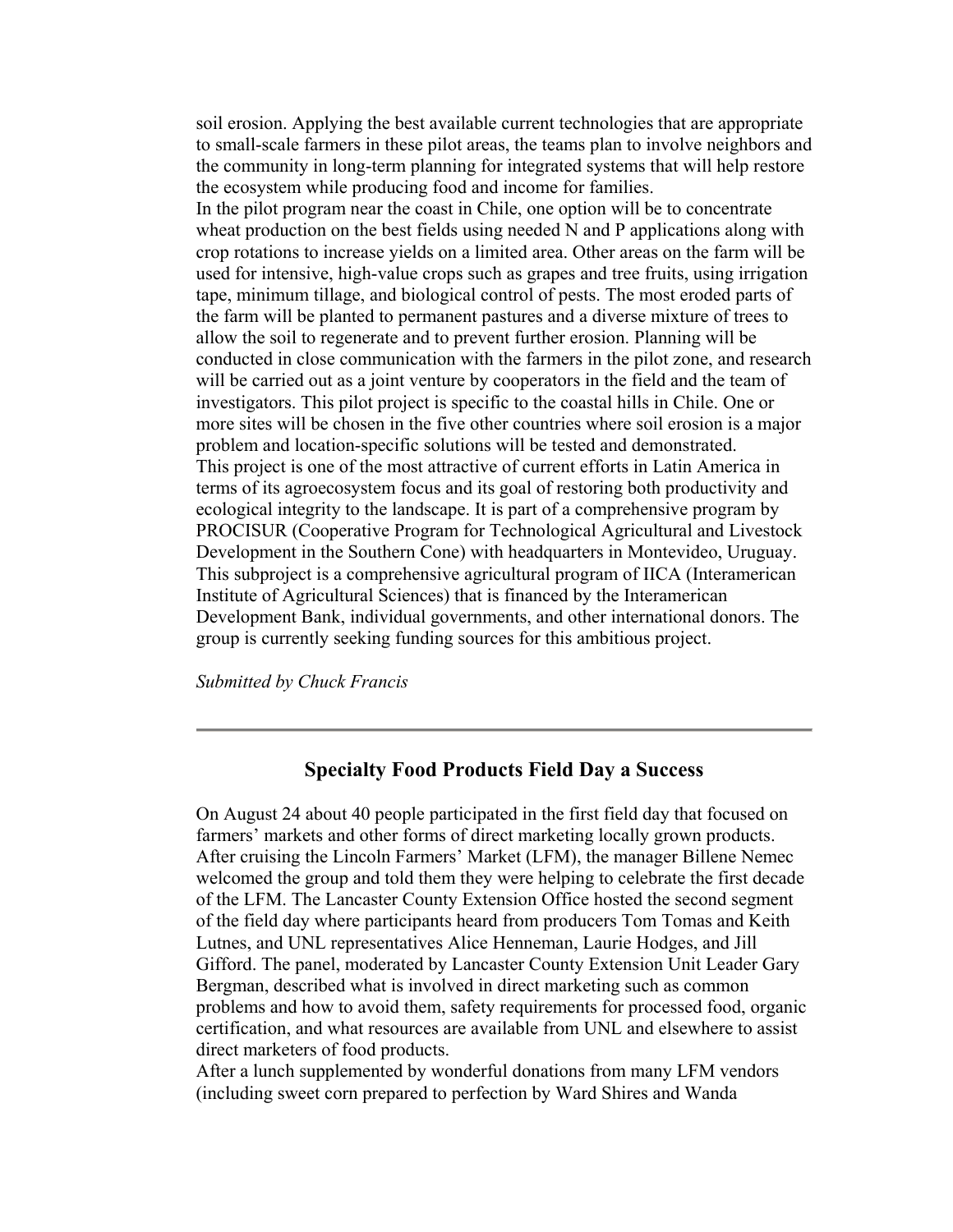soil erosion. Applying the best available current technologies that are appropriate to small-scale farmers in these pilot areas, the teams plan to involve neighbors and the community in long-term planning for integrated systems that will help restore the ecosystem while producing food and income for families.

In the pilot program near the coast in Chile, one option will be to concentrate wheat production on the best fields using needed N and P applications along with crop rotations to increase yields on a limited area. Other areas on the farm will be used for intensive, high-value crops such as grapes and tree fruits, using irrigation tape, minimum tillage, and biological control of pests. The most eroded parts of the farm will be planted to permanent pastures and a diverse mixture of trees to allow the soil to regenerate and to prevent further erosion. Planning will be conducted in close communication with the farmers in the pilot zone, and research will be carried out as a joint venture by cooperators in the field and the team of investigators. This pilot project is specific to the coastal hills in Chile. One or more sites will be chosen in the five other countries where soil erosion is a major problem and location-specific solutions will be tested and demonstrated.

This project is one of the most attractive of current efforts in Latin America in terms of its agroecosystem focus and its goal of restoring both productivity and ecological integrity to the landscape. It is part of a comprehensive program by PROCISUR (Cooperative Program for Technological Agricultural and Livestock Development in the Southern Cone) with headquarters in Montevideo, Uruguay. This subproject is a comprehensive agricultural program of IICA (Interamerican Institute of Agricultural Sciences) that is financed by the Interamerican Development Bank, individual governments, and other international donors. The group is currently seeking funding sources for this ambitious project.

*Submitted by Chuck Francis*

---

## Specialty Food Products Field Day a Success

On August 24 about 40 people participated in the first field day that focused on farmers' markets and other forms of direct marketing locally grown products. After cruising the Lincoln Farmers' Market (LFM), the manager Billene Nemec welcomed the group and told them they were helping to celebrate the first decade of the LFM. The Lancaster County Extension Office hosted the second segment of the field day where participants heard from producers Tom Tomas and Keith Lutnes, and UNL representatives Alice Henneman, Laurie Hodges, and Jill Gifford. The panel, moderated by Lancaster County Extension Unit Leader Gary Bergman, described what is involved in direct marketing such as common problems and how to avoid them, safety requirements for processed food, organic certification, and what resources are available from UNL and elsewhere to assist direct marketers of food products.

After a lunch supplemented by wonderful donations from many LFM vendors (including sweet corn prepared to perfection by Ward Shires and Wanda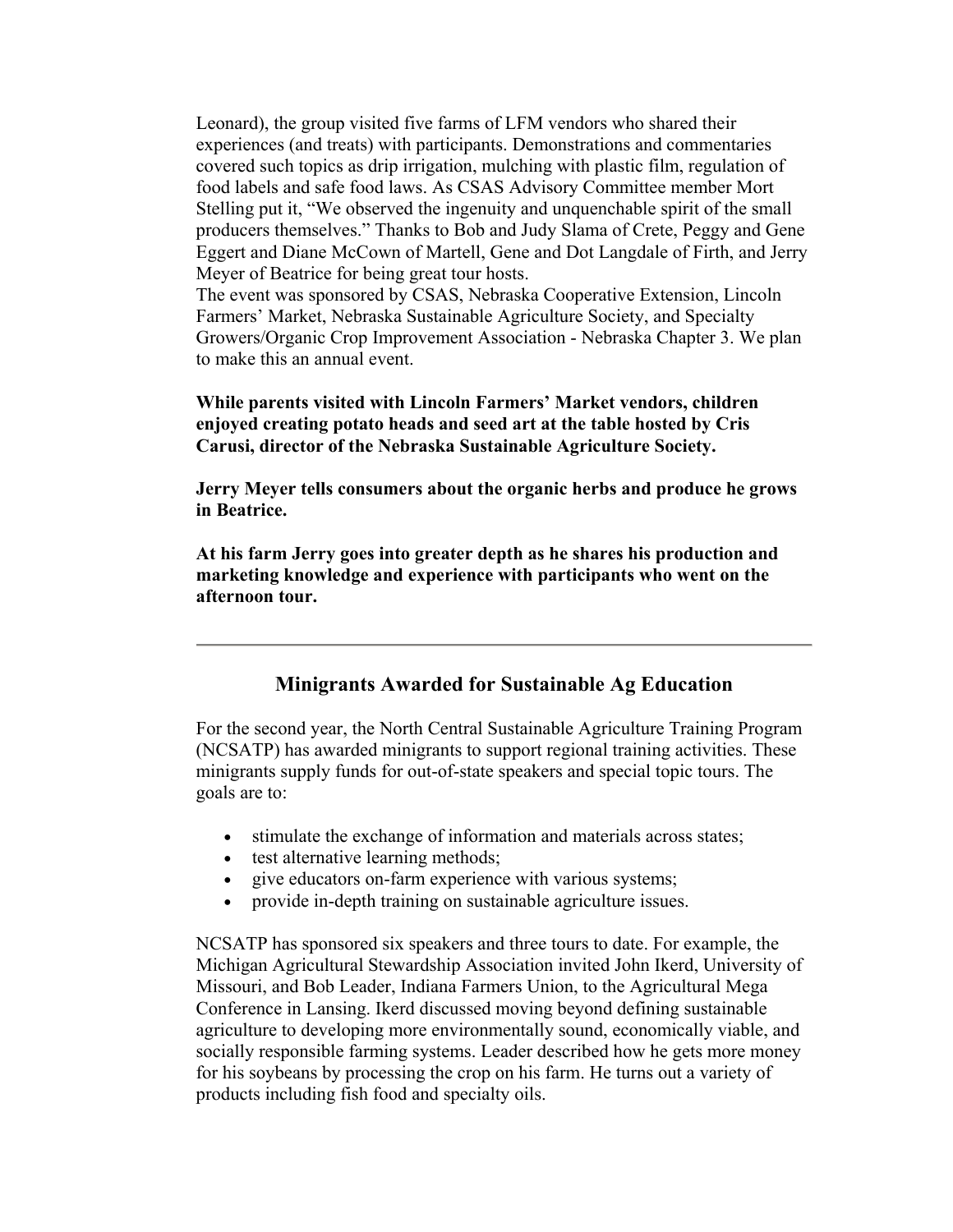Leonard), the group visited five farms of LFM vendors who shared their experiences (and treats) with participants. Demonstrations and commentaries covered such topics as drip irrigation, mulching with plastic film, regulation of food labels and safe food laws. As CSAS Advisory Committee member Mort Stelling put it, "We observed the ingenuity and unquenchable spirit of the small producers themselves." Thanks to Bob and Judy Slama of Crete, Peggy and Gene Eggert and Diane McCown of Martell, Gene and Dot Langdale of Firth, and Jerry Meyer of Beatrice for being great tour hosts.
The event was sponsored by CSAS, Nebraska Cooperative Extension, Lincoln Farmers' Market, Nebraska Sustainable Agriculture Society, and Specialty Growers/Organic Crop Improvement Association - Nebraska Chapter 3. We plan to make this an annual event.

**While parents visited with Lincoln Farmers' Market vendors, children enjoyed creating potato heads and seed art at the table hosted by Cris Carusi, director of the Nebraska Sustainable Agriculture Society.**

**Jerry Meyer tells consumers about the organic herbs and produce he grows in Beatrice.**

**At his farm Jerry goes into greater depth as he shares his production and marketing knowledge and experience with participants who went on the afternoon tour.**

---

## Minigrants Awarded for Sustainable Ag Education

For the second year, the North Central Sustainable Agriculture Training Program (NCSATP) has awarded minigrants to support regional training activities. These minigrants supply funds for out-of-state speakers and special topic tours. The goals are to:

- stimulate the exchange of information and materials across states;
- test alternative learning methods;
- give educators on-farm experience with various systems;
- provide in-depth training on sustainable agriculture issues.

NCSATP has sponsored six speakers and three tours to date. For example, the Michigan Agricultural Stewardship Association invited John Ikerd, University of Missouri, and Bob Leader, Indiana Farmers Union, to the Agricultural Mega Conference in Lansing. Ikerd discussed moving beyond defining sustainable agriculture to developing more environmentally sound, economically viable, and socially responsible farming systems. Leader described how he gets more money for his soybeans by processing the crop on his farm. He turns out a variety of products including fish food and specialty oils.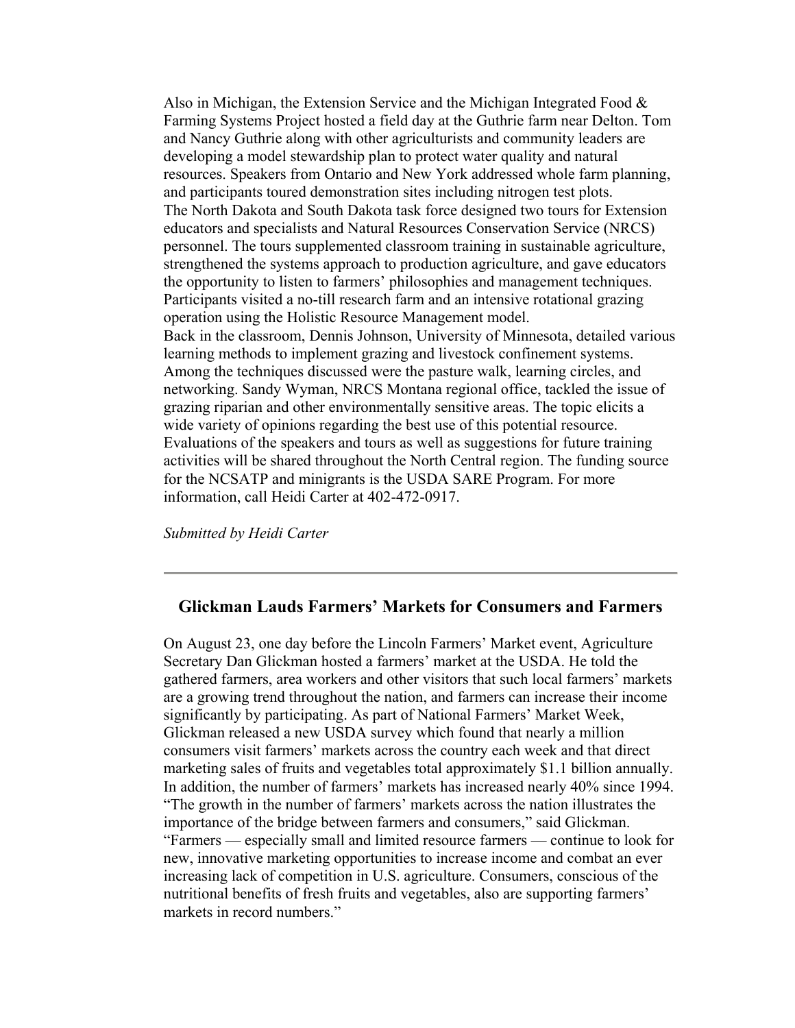Also in Michigan, the Extension Service and the Michigan Integrated Food & Farming Systems Project hosted a field day at the Guthrie farm near Delton. Tom and Nancy Guthrie along with other agriculturists and community leaders are developing a model stewardship plan to protect water quality and natural resources. Speakers from Ontario and New York addressed whole farm planning, and participants toured demonstration sites including nitrogen test plots.

The North Dakota and South Dakota task force designed two tours for Extension educators and specialists and Natural Resources Conservation Service (NRCS) personnel. The tours supplemented classroom training in sustainable agriculture, strengthened the systems approach to production agriculture, and gave educators the opportunity to listen to farmers' philosophies and management techniques. Participants visited a no-till research farm and an intensive rotational grazing operation using the Holistic Resource Management model.

Back in the classroom, Dennis Johnson, University of Minnesota, detailed various learning methods to implement grazing and livestock confinement systems. Among the techniques discussed were the pasture walk, learning circles, and networking. Sandy Wyman, NRCS Montana regional office, tackled the issue of grazing riparian and other environmentally sensitive areas. The topic elicits a wide variety of opinions regarding the best use of this potential resource. Evaluations of the speakers and tours as well as suggestions for future training activities will be shared throughout the North Central region. The funding source for the NCSATP and minigrants is the USDA SARE Program. For more information, call Heidi Carter at 402-472-0917.

*Submitted by Heidi Carter*

---

## Glickman Lauds Farmers' Markets for Consumers and Farmers

On August 23, one day before the Lincoln Farmers' Market event, Agriculture Secretary Dan Glickman hosted a farmers' market at the USDA. He told the gathered farmers, area workers and other visitors that such local farmers' markets are a growing trend throughout the nation, and farmers can increase their income significantly by participating. As part of National Farmers' Market Week, Glickman released a new USDA survey which found that nearly a million consumers visit farmers' markets across the country each week and that direct marketing sales of fruits and vegetables total approximately $1.1 billion annually. In addition, the number of farmers' markets has increased nearly 40% since 1994. "The growth in the number of farmers' markets across the nation illustrates the importance of the bridge between farmers and consumers," said Glickman. "Farmers — especially small and limited resource farmers — continue to look for new, innovative marketing opportunities to increase income and combat an ever increasing lack of competition in U.S. agriculture. Consumers, conscious of the nutritional benefits of fresh fruits and vegetables, also are supporting farmers' markets in record numbers."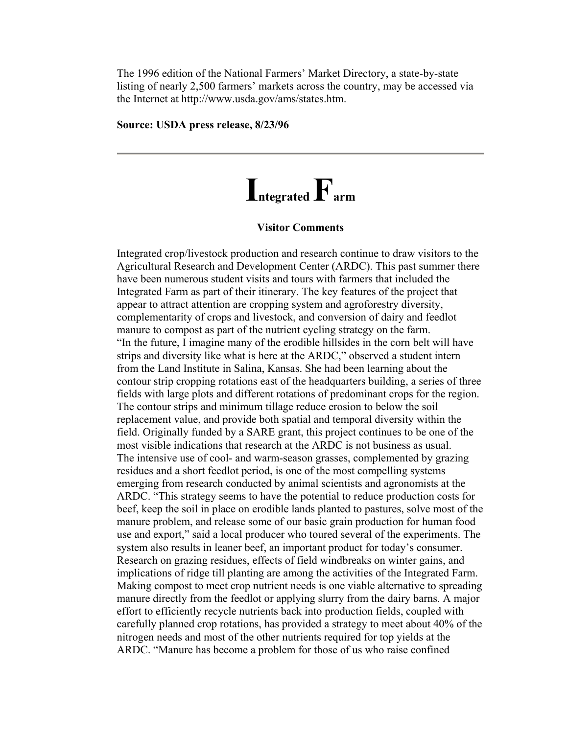The 1996 edition of the National Farmers' Market Directory, a state-by-state listing of nearly 2,500 farmers' markets across the country, may be accessed via the Internet at http://www.usda.gov/ams/states.htm.

**Source: USDA press release, 8/23/96**

---

# Integrated Farm

### Visitor Comments

Integrated crop/livestock production and research continue to draw visitors to the Agricultural Research and Development Center (ARDC). This past summer there have been numerous student visits and tours with farmers that included the Integrated Farm as part of their itinerary. The key features of the project that appear to attract attention are cropping system and agroforestry diversity, complementarity of crops and livestock, and conversion of dairy and feedlot manure to compost as part of the nutrient cycling strategy on the farm.

"In the future, I imagine many of the erodible hillsides in the corn belt will have strips and diversity like what is here at the ARDC," observed a student intern from the Land Institute in Salina, Kansas. She had been learning about the contour strip cropping rotations east of the headquarters building, a series of three fields with large plots and different rotations of predominant crops for the region. The contour strips and minimum tillage reduce erosion to below the soil replacement value, and provide both spatial and temporal diversity within the field. Originally funded by a SARE grant, this project continues to be one of the most visible indications that research at the ARDC is not business as usual.

The intensive use of cool- and warm-season grasses, complemented by grazing residues and a short feedlot period, is one of the most compelling systems emerging from research conducted by animal scientists and agronomists at the ARDC. "This strategy seems to have the potential to reduce production costs for beef, keep the soil in place on erodible lands planted to pastures, solve most of the manure problem, and release some of our basic grain production for human food use and export," said a local producer who toured several of the experiments. The system also results in leaner beef, an important product for today's consumer. Research on grazing residues, effects of field windbreaks on winter gains, and implications of ridge till planting are among the activities of the Integrated Farm.

Making compost to meet crop nutrient needs is one viable alternative to spreading manure directly from the feedlot or applying slurry from the dairy barns. A major effort to efficiently recycle nutrients back into production fields, coupled with carefully planned crop rotations, has provided a strategy to meet about 40% of the nitrogen needs and most of the other nutrients required for top yields at the ARDC. "Manure has become a problem for those of us who raise confined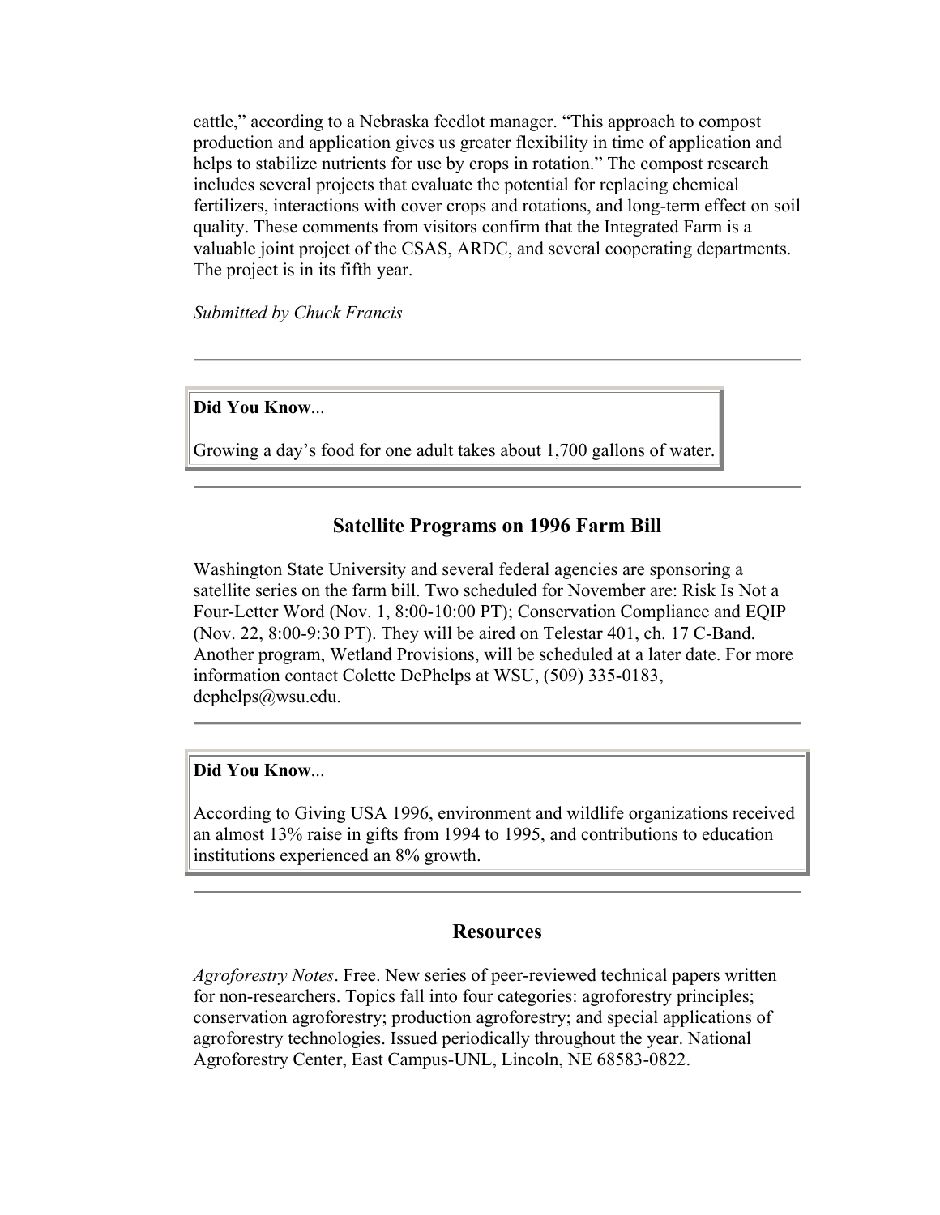cattle," according to a Nebraska feedlot manager. "This approach to compost production and application gives us greater flexibility in time of application and helps to stabilize nutrients for use by crops in rotation." The compost research includes several projects that evaluate the potential for replacing chemical fertilizers, interactions with cover crops and rotations, and long-term effect on soil quality. These comments from visitors confirm that the Integrated Farm is a valuable joint project of the CSAS, ARDC, and several cooperating departments. The project is in its fifth year.

*Submitted by Chuck Francis*

---

**Did You Know**...

Growing a day's food for one adult takes about 1,700 gallons of water.

---

## Satellite Programs on 1996 Farm Bill

Washington State University and several federal agencies are sponsoring a satellite series on the farm bill. Two scheduled for November are: Risk Is Not a Four-Letter Word (Nov. 1, 8:00-10:00 PT); Conservation Compliance and EQIP (Nov. 22, 8:00-9:30 PT). They will be aired on Telestar 401, ch. 17 C-Band. Another program, Wetland Provisions, will be scheduled at a later date. For more information contact Colette DePhelps at WSU, (509) 335-0183, dephelps@wsu.edu.

---

**Did You Know**...

According to Giving USA 1996, environment and wildlife organizations received an almost 13% raise in gifts from 1994 to 1995, and contributions to education institutions experienced an 8% growth.

---

## Resources

*Agroforestry Notes*. Free. New series of peer-reviewed technical papers written for non-researchers. Topics fall into four categories: agroforestry principles; conservation agroforestry; production agroforestry; and special applications of agroforestry technologies. Issued periodically throughout the year. National Agroforestry Center, East Campus-UNL, Lincoln, NE 68583-0822.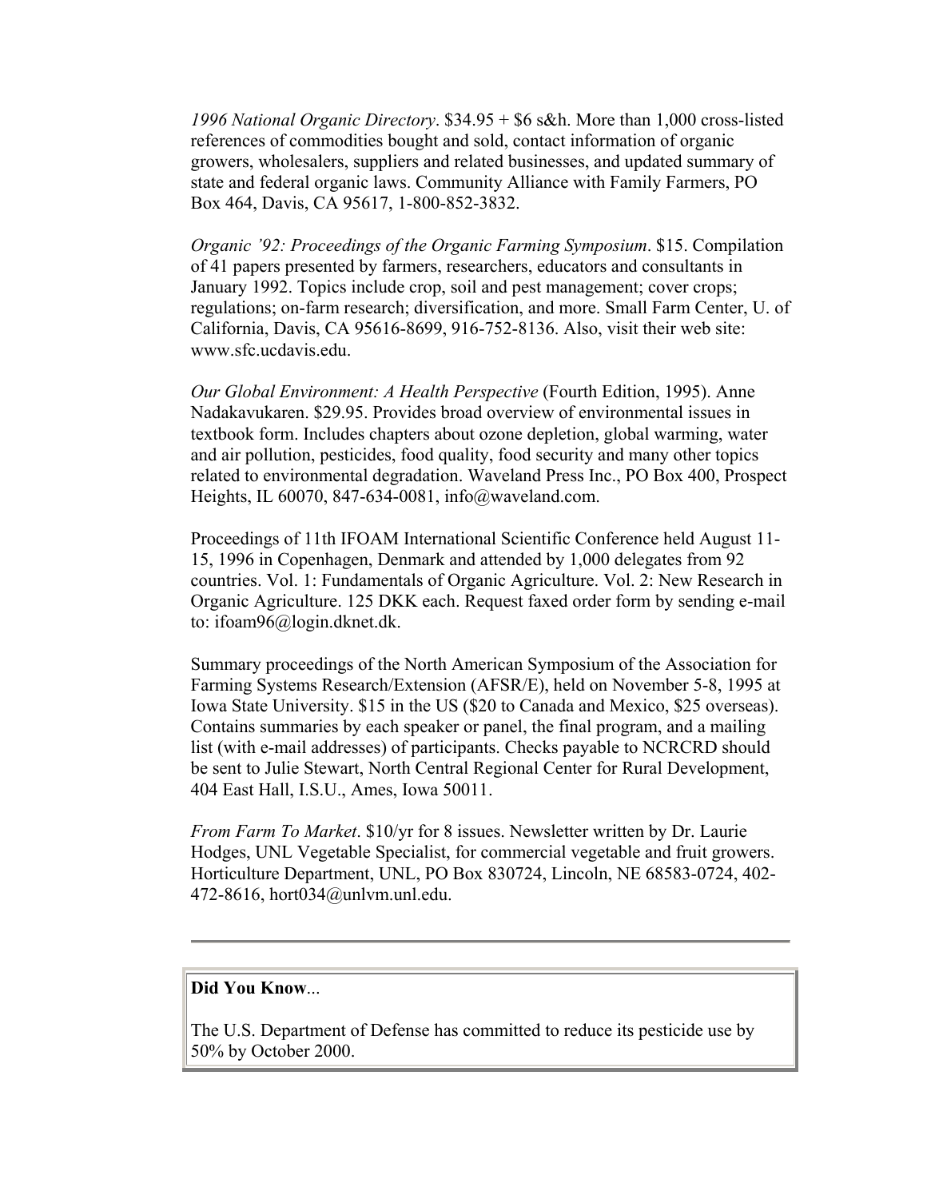*1996 National Organic Directory*. $34.95 + $6 s&h. More than 1,000 cross-listed references of commodities bought and sold, contact information of organic growers, wholesalers, suppliers and related businesses, and updated summary of state and federal organic laws. Community Alliance with Family Farmers, PO Box 464, Davis, CA 95617, 1-800-852-3832.

*Organic '92: Proceedings of the Organic Farming Symposium*. $15. Compilation of 41 papers presented by farmers, researchers, educators and consultants in January 1992. Topics include crop, soil and pest management; cover crops; regulations; on-farm research; diversification, and more. Small Farm Center, U. of California, Davis, CA 95616-8699, 916-752-8136. Also, visit their web site: www.sfc.ucdavis.edu.

*Our Global Environment: A Health Perspective* (Fourth Edition, 1995). Anne Nadakavukaren. $29.95. Provides broad overview of environmental issues in textbook form. Includes chapters about ozone depletion, global warming, water and air pollution, pesticides, food quality, food security and many other topics related to environmental degradation. Waveland Press Inc., PO Box 400, Prospect Heights, IL 60070, 847-634-0081, info@waveland.com.

Proceedings of 11th IFOAM International Scientific Conference held August 11-15, 1996 in Copenhagen, Denmark and attended by 1,000 delegates from 92 countries. Vol. 1: Fundamentals of Organic Agriculture. Vol. 2: New Research in Organic Agriculture. 125 DKK each. Request faxed order form by sending e-mail to: ifoam96@login.dknet.dk.

Summary proceedings of the North American Symposium of the Association for Farming Systems Research/Extension (AFSR/E), held on November 5-8, 1995 at Iowa State University. $15 in the US ($20 to Canada and Mexico, $25 overseas). Contains summaries by each speaker or panel, the final program, and a mailing list (with e-mail addresses) of participants. Checks payable to NCRCRD should be sent to Julie Stewart, North Central Regional Center for Rural Development, 404 East Hall, I.S.U., Ames, Iowa 50011.

*From Farm To Market*. $10/yr for 8 issues. Newsletter written by Dr. Laurie Hodges, UNL Vegetable Specialist, for commercial vegetable and fruit growers. Horticulture Department, UNL, PO Box 830724, Lincoln, NE 68583-0724, 402-472-8616, hort034@unlvm.unl.edu.

---

**Did You Know**...

The U.S. Department of Defense has committed to reduce its pesticide use by 50% by October 2000.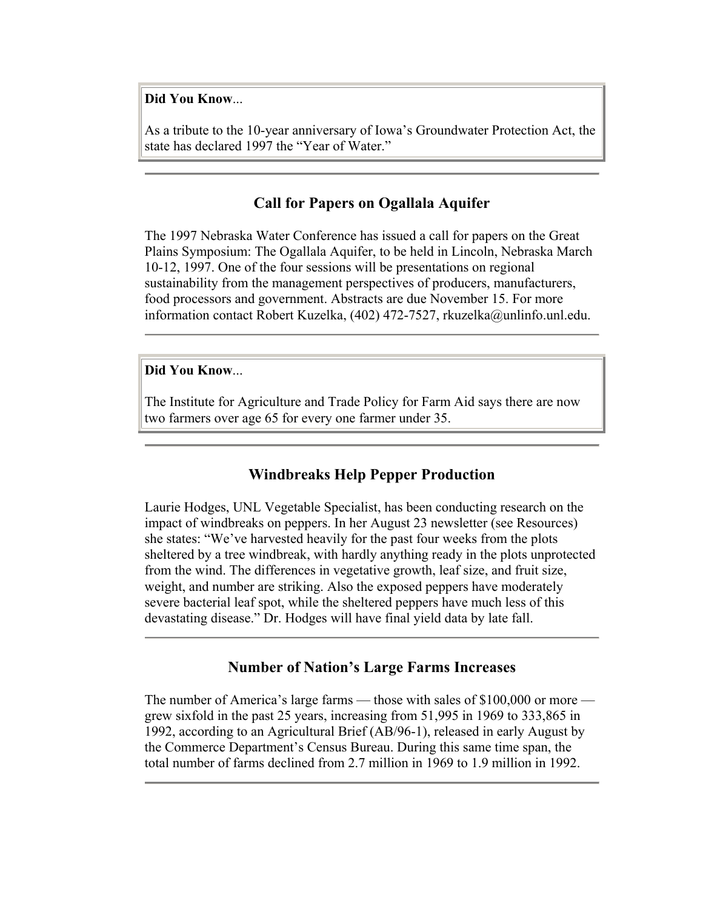**Did You Know**...

As a tribute to the 10-year anniversary of Iowa's Groundwater Protection Act, the state has declared 1997 the "Year of Water."

---

## Call for Papers on Ogallala Aquifer

The 1997 Nebraska Water Conference has issued a call for papers on the Great Plains Symposium: The Ogallala Aquifer, to be held in Lincoln, Nebraska March 10-12, 1997. One of the four sessions will be presentations on regional sustainability from the management perspectives of producers, manufacturers, food processors and government. Abstracts are due November 15. For more information contact Robert Kuzelka, (402) 472-7527, rkuzelka@unlinfo.unl.edu.

---

**Did You Know**...

The Institute for Agriculture and Trade Policy for Farm Aid says there are now two farmers over age 65 for every one farmer under 35.

---

## Windbreaks Help Pepper Production

Laurie Hodges, UNL Vegetable Specialist, has been conducting research on the impact of windbreaks on peppers. In her August 23 newsletter (see Resources) she states: "We've harvested heavily for the past four weeks from the plots sheltered by a tree windbreak, with hardly anything ready in the plots unprotected from the wind. The differences in vegetative growth, leaf size, and fruit size, weight, and number are striking. Also the exposed peppers have moderately severe bacterial leaf spot, while the sheltered peppers have much less of this devastating disease." Dr. Hodges will have final yield data by late fall.

---

## Number of Nation's Large Farms Increases

The number of America's large farms — those with sales of $100,000 or more — grew sixfold in the past 25 years, increasing from 51,995 in 1969 to 333,865 in 1992, according to an Agricultural Brief (AB/96-1), released in early August by the Commerce Department's Census Bureau. During this same time span, the total number of farms declined from 2.7 million in 1969 to 1.9 million in 1992.

---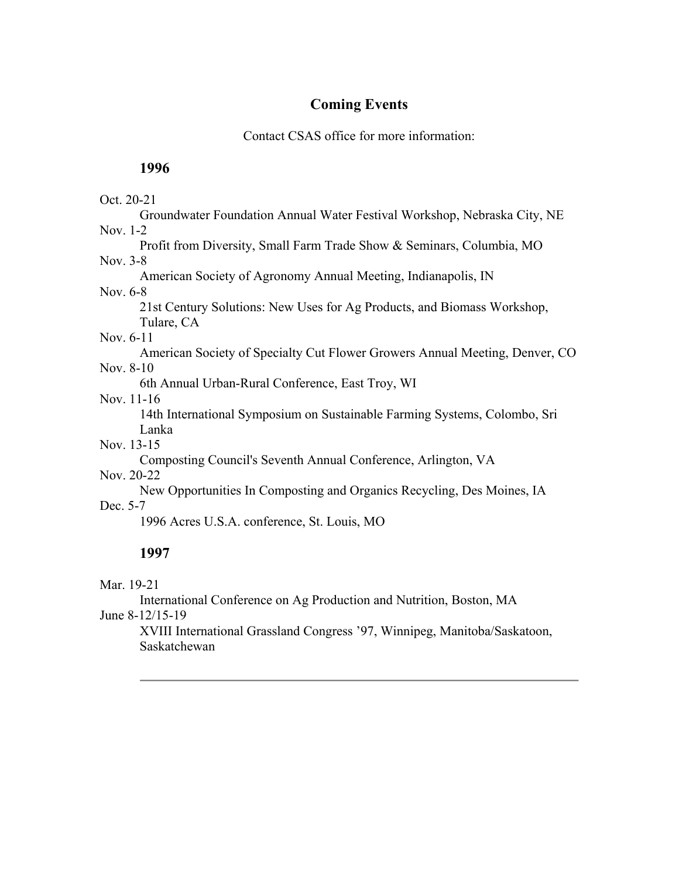## Coming Events

Contact CSAS office for more information:

### 1996

Oct. 20-21
: Groundwater Foundation Annual Water Festival Workshop, Nebraska City, NE

Nov. 1-2
: Profit from Diversity, Small Farm Trade Show & Seminars, Columbia, MO

Nov. 3-8
: American Society of Agronomy Annual Meeting, Indianapolis, IN

Nov. 6-8
: 21st Century Solutions: New Uses for Ag Products, and Biomass Workshop, Tulare, CA

Nov. 6-11
: American Society of Specialty Cut Flower Growers Annual Meeting, Denver, CO

Nov. 8-10
: 6th Annual Urban-Rural Conference, East Troy, WI

Nov. 11-16
: 14th International Symposium on Sustainable Farming Systems, Colombo, Sri Lanka

Nov. 13-15
: Composting Council's Seventh Annual Conference, Arlington, VA

Nov. 20-22
: New Opportunities In Composting and Organics Recycling, Des Moines, IA

Dec. 5-7
: 1996 Acres U.S.A. conference, St. Louis, MO

### 1997

Mar. 19-21
: International Conference on Ag Production and Nutrition, Boston, MA

June 8-12/15-19
: XVIII International Grassland Congress '97, Winnipeg, Manitoba/Saskatoon, Saskatchewan

---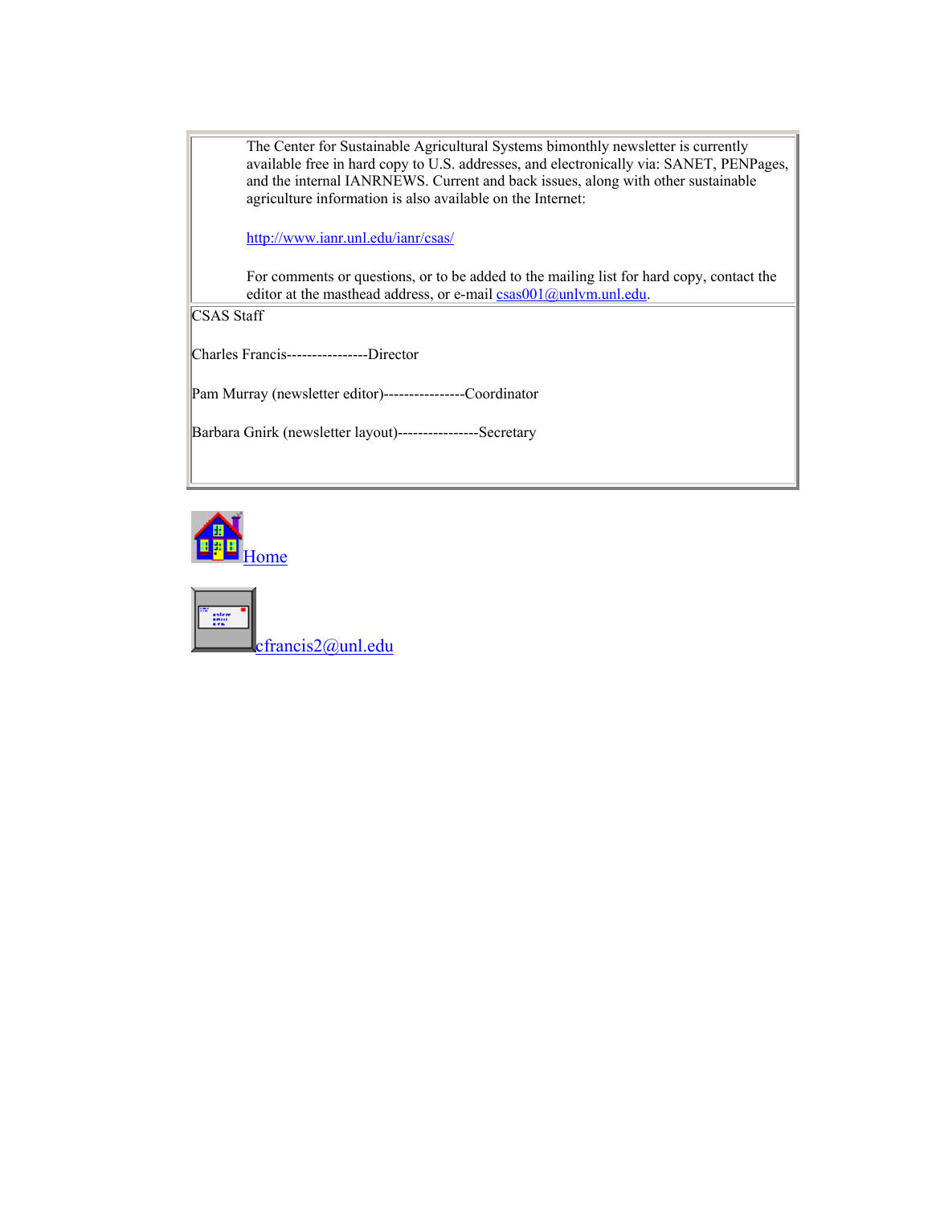The Center for Sustainable Agricultural Systems bimonthly newsletter is currently available free in hard copy to U.S. addresses, and electronically via: SANET, PENPages, and the internal IANRNEWS. Current and back issues, along with other sustainable agriculture information is also available on the Internet:

http://www.ianr.unl.edu/ianr/csas/

For comments or questions, or to be added to the mailing list for hard copy, contact the editor at the masthead address, or e-mail csas001@unlvm.unl.edu.

CSAS Staff

Charles Francis----------------Director

Pam Murray (newsletter editor)----------------Coordinator

Barbara Gnirk (newsletter layout)----------------Secretary

Home

cfrancis2@unl.edu